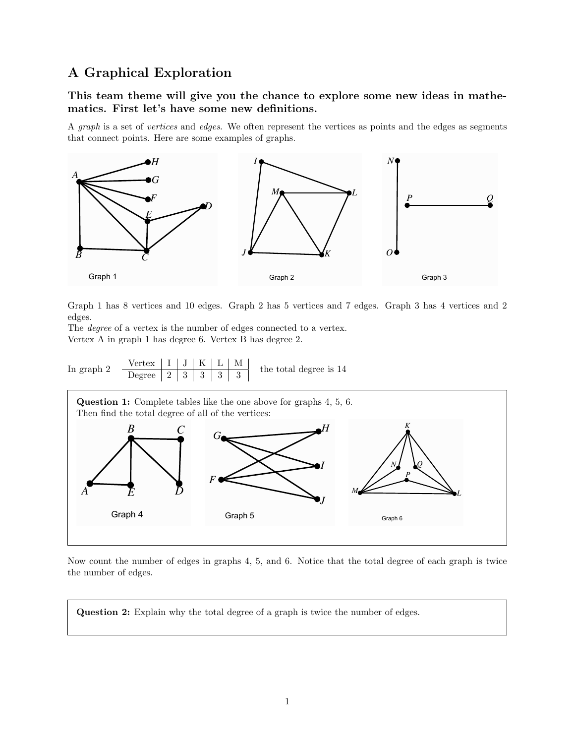# A Graphical Exploration

### This team theme will give you the chance to explore some new ideas in mathematics. First let's have some new definitions.

A *graph* is a set of *vertices* and *edges*. We often represent the vertices as points and the edges as segments that connect points. Here are some examples of graphs.

Graph 1

Graph 2

Graph 3

Graph 1 has 8 vertices and 10 edges. Graph 2 has 5 vertices and 7 edges. Graph 3 has 4 vertices and 2 edges.
The *degree* of a vertex is the number of edges connected to a vertex.
Vertex A in graph 1 has degree 6. Vertex B has degree 2.

In graph 2

| Vertex | I | J | K | L | M |
|---|---|---|---|---|---|
| Degree | 2 | 3 | 3 | 3 | 3 |

the total degree is 14

**Question 1:** Complete tables like the one above for graphs 4, 5, 6.
Then find the total degree of all of the vertices:

Graph 4

Graph 5

Graph 6

Now count the number of edges in graphs 4, 5, and 6. Notice that the total degree of each graph is twice the number of edges.

**Question 2:** Explain why the total degree of a graph is twice the number of edges.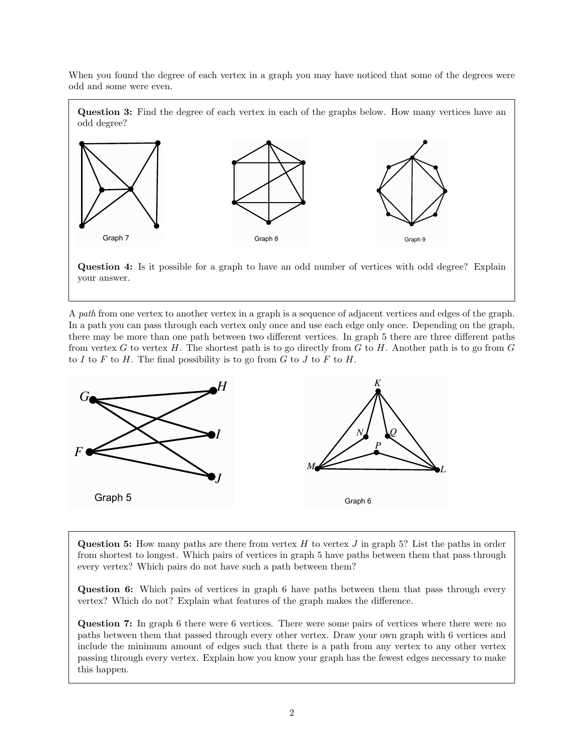When you found the degree of each vertex in a graph you may have noticed that some of the degrees were odd and some were even.

**Question 3:** Find the degree of each vertex in each of the graphs below. How many vertices have an odd degree?

Graph 7

Graph 8

Graph 9

**Question 4:** Is it possible for a graph to have an odd number of vertices with odd degree? Explain your answer.

A *path* from one vertex to another vertex in a graph is a sequence of adjacent vertices and edges of the graph. In a path you can pass through each vertex only once and use each edge only once. Depending on the graph, there may be more than one path between two different vertices. In graph 5 there are three different paths from vertex $G$ to vertex $H$. The shortest path is to go directly from $G$ to $H$. Another path is to go from $G$ to $I$ to $F$ to $H$. The final possibility is to go from $G$ to $J$ to $F$ to $H$.

Graph 5

Graph 6

**Question 5:** How many paths are there from vertex $H$ to vertex $J$ in graph 5? List the paths in order from shortest to longest. Which pairs of vertices in graph 5 have paths between them that pass through every vertex? Which pairs do not have such a path between them?

**Question 6:** Which pairs of vertices in graph 6 have paths between them that pass through every vertex? Which do not? Explain what features of the graph makes the difference.

**Question 7:** In graph 6 there were 6 vertices. There were some pairs of vertices where there were no paths between them that passed through every other vertex. Draw your own graph with 6 vertices and include the minimum amount of edges such that there is a path from any vertex to any other vertex passing through every vertex. Explain how you know your graph has the fewest edges necessary to make this happen.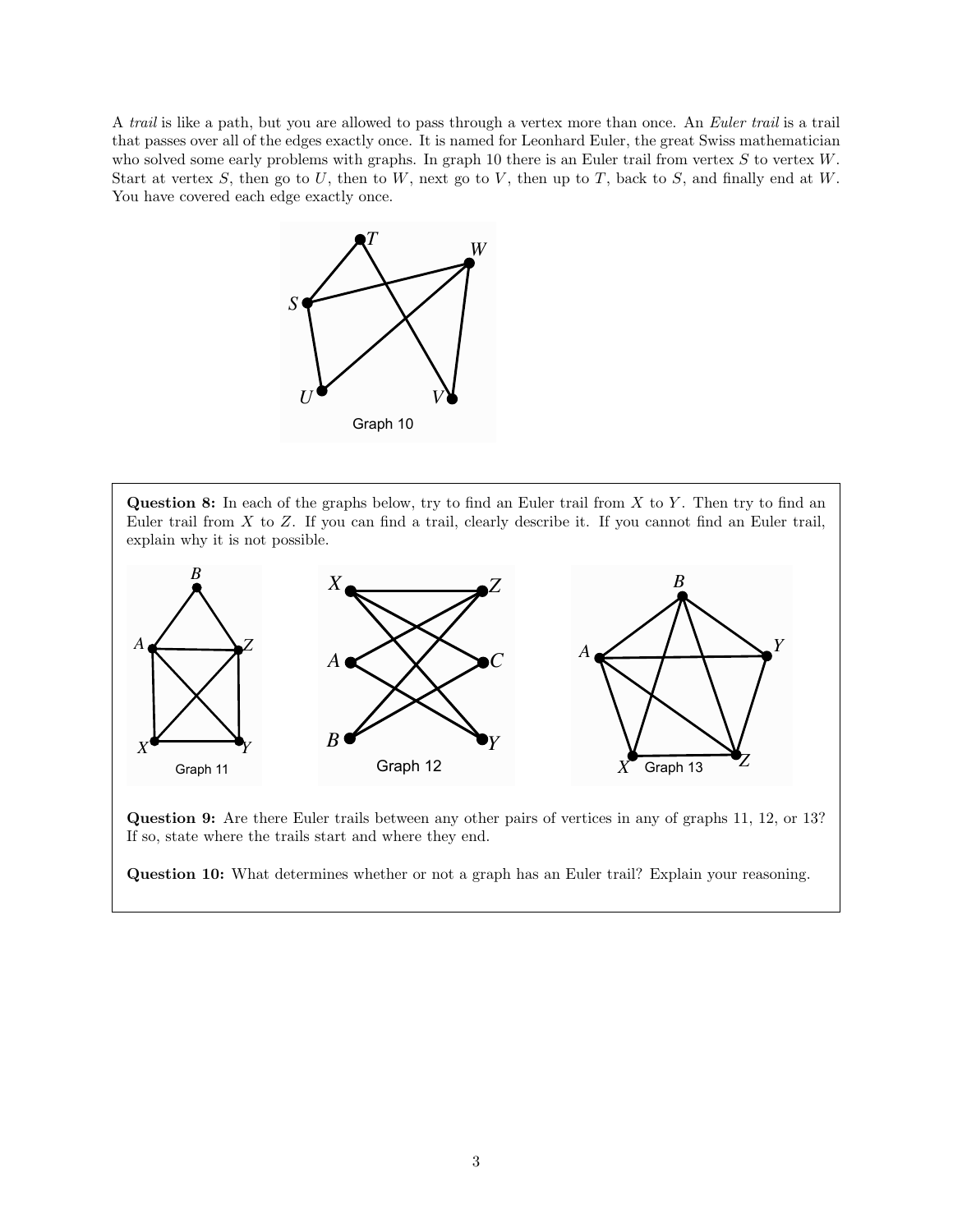A *trail* is like a path, but you are allowed to pass through a vertex more than once. An *Euler trail* is a trail that passes over all of the edges exactly once. It is named for Leonhard Euler, the great Swiss mathematician who solved some early problems with graphs. In graph 10 there is an Euler trail from vertex $S$ to vertex $W$. Start at vertex $S$, then go to $U$, then to $W$, next go to $V$, then up to $T$, back to $S$, and finally end at $W$. You have covered each edge exactly once.

Graph 10

**Question 8:** In each of the graphs below, try to find an Euler trail from $X$ to $Y$. Then try to find an Euler trail from $X$ to $Z$. If you can find a trail, clearly describe it. If you cannot find an Euler trail, explain why it is not possible.

Graph 11

Graph 12

Graph 13

**Question 9:** Are there Euler trails between any other pairs of vertices in any of graphs 11, 12, or 13? If so, state where the trails start and where they end.

**Question 10:** What determines whether or not a graph has an Euler trail? Explain your reasoning.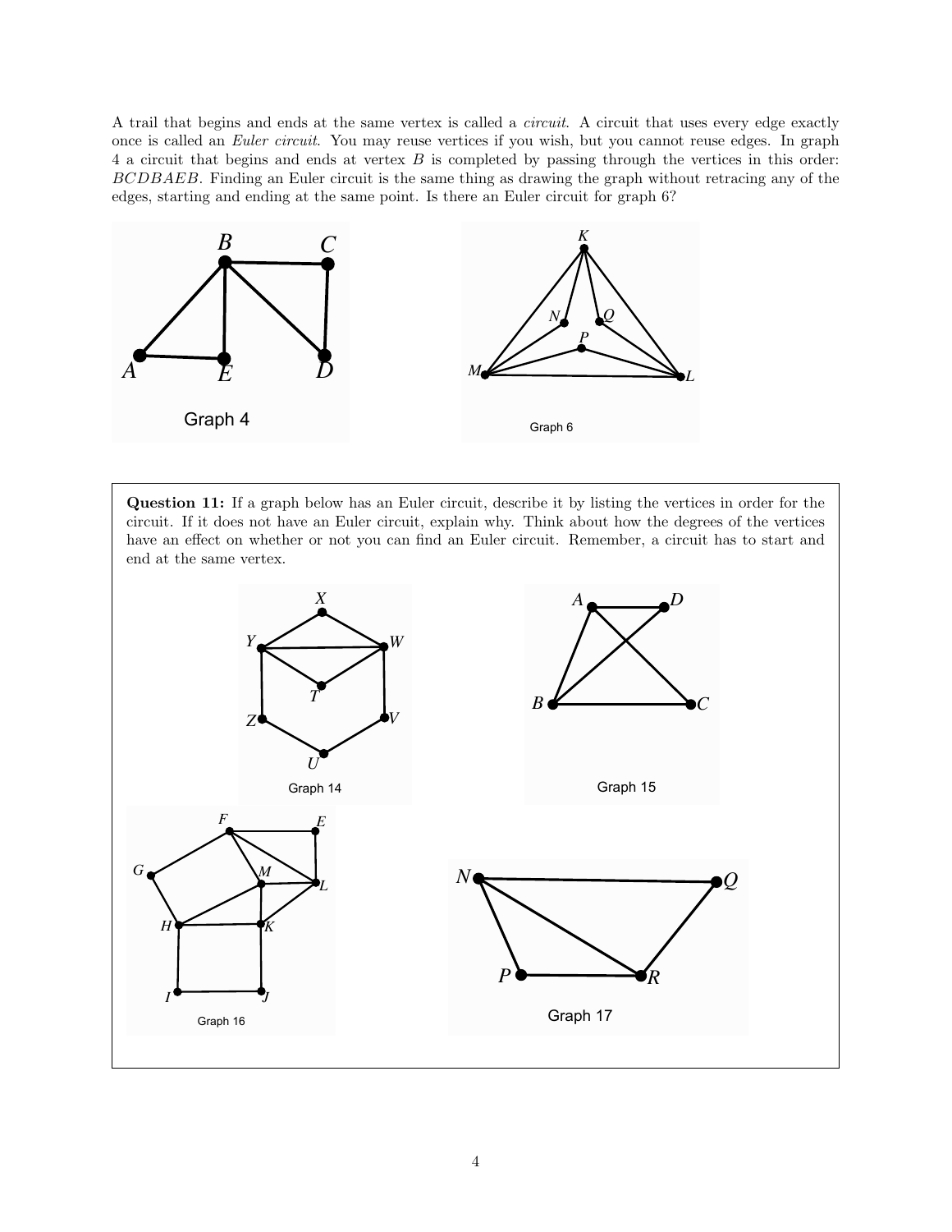A trail that begins and ends at the same vertex is called a *circuit*. A circuit that uses every edge exactly once is called an *Euler circuit*. You may reuse vertices if you wish, but you cannot reuse edges. In graph 4 a circuit that begins and ends at vertex $B$ is completed by passing through the vertices in this order: $BCDBAEB$. Finding an Euler circuit is the same thing as drawing the graph without retracing any of the edges, starting and ending at the same point. Is there an Euler circuit for graph 6?

Graph 4

Graph 6

**Question 11:** If a graph below has an Euler circuit, describe it by listing the vertices in order for the circuit. If it does not have an Euler circuit, explain why. Think about how the degrees of the vertices have an effect on whether or not you can find an Euler circuit. Remember, a circuit has to start and end at the same vertex.

Graph 14

Graph 15

Graph 16

Graph 17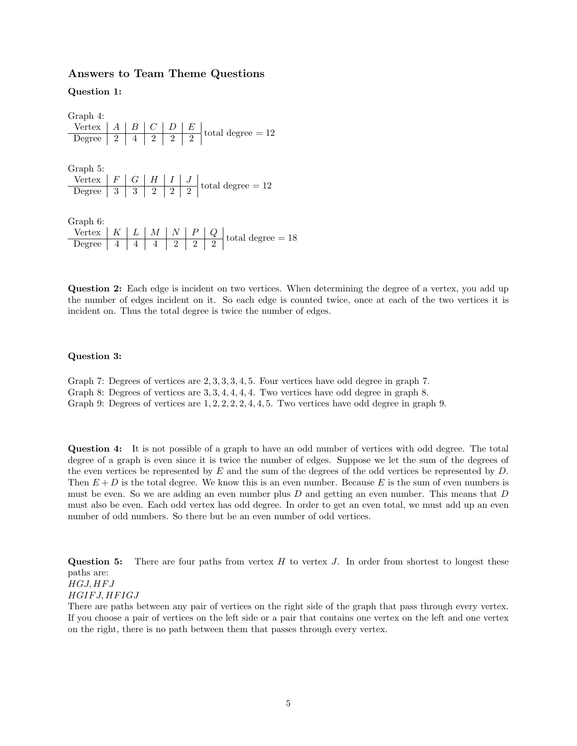### Answers to Team Theme Questions

**Question 1:**

Graph 4:

| Vertex | $A$ | $B$ | $C$ | $D$ | $E$ | |
|---|---|---|---|---|---|---|
| Degree | 2 | 4 | 2 | 2 | 2 | total degree = 12 |

Graph 5:

| Vertex | $F$ | $G$ | $H$ | $I$ | $J$ | |
|---|---|---|---|---|---|---|
| Degree | 3 | 3 | 2 | 2 | 2 | total degree = 12 |

Graph 6:

| Vertex | $K$ | $L$ | $M$ | $N$ | $P$ | $Q$ | |
|---|---|---|---|---|---|---|---|
| Degree | 4 | 4 | 4 | 2 | 2 | 2 | total degree = 18 |

**Question 2:** Each edge is incident on two vertices. When determining the degree of a vertex, you add up the number of edges incident on it. So each edge is counted twice, once at each of the two vertices it is incident on. Thus the total degree is twice the number of edges.

**Question 3:**

Graph 7: Degrees of vertices are $2, 3, 3, 3, 4, 5$. Four vertices have odd degree in graph 7.
Graph 8: Degrees of vertices are $3, 3, 4, 4, 4, 4$. Two vertices have odd degree in graph 8.
Graph 9: Degrees of vertices are $1, 2, 2, 2, 2, 4, 4, 5$. Two vertices have odd degree in graph 9.

**Question 4:** It is not possible of a graph to have an odd number of vertices with odd degree. The total degree of a graph is even since it is twice the number of edges. Suppose we let the sum of the degrees of the even vertices be represented by $E$ and the sum of the degrees of the odd vertices be represented by $D$. Then $E + D$ is the total degree. We know this is an even number. Because $E$ is the sum of even numbers is must be even. So we are adding an even number plus $D$ and getting an even number. This means that $D$ must also be even. Each odd vertex has odd degree. In order to get an even total, we must add up an even number of odd numbers. So there but be an even number of odd vertices.

**Question 5:** There are four paths from vertex $H$ to vertex $J$. In order from shortest to longest these paths are:
$HGJ, HFJ$
$HGIFJ, HFIGJ$
There are paths between any pair of vertices on the right side of the graph that pass through every vertex. If you choose a pair of vertices on the left side or a pair that contains one vertex on the left and one vertex on the right, there is no path between them that passes through every vertex.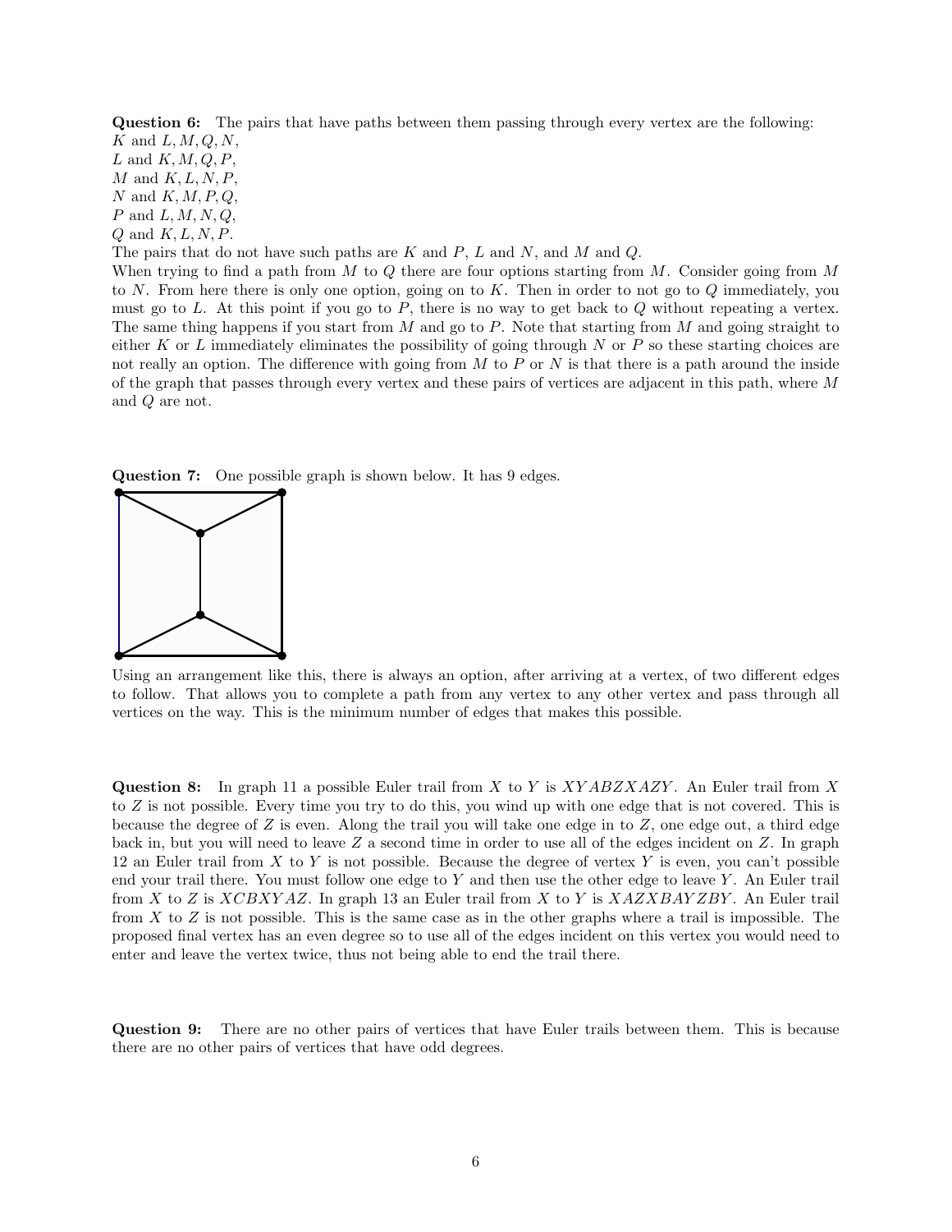**Question 6:** The pairs that have paths between them passing through every vertex are the following:
$K$ and $L, M, Q, N$,
$L$ and $K, M, Q, P$,
$M$ and $K, L, N, P$,
$N$ and $K, M, P, Q$,
$P$ and $L, M, N, Q$,
$Q$ and $K, L, N, P$.
The pairs that do not have such paths are $K$ and $P$, $L$ and $N$, and $M$ and $Q$.
When trying to find a path from $M$ to $Q$ there are four options starting from $M$. Consider going from $M$ to $N$. From here there is only one option, going on to $K$. Then in order to not go to $Q$ immediately, you must go to $L$. At this point if you go to $P$, there is no way to get back to $Q$ without repeating a vertex. The same thing happens if you start from $M$ and go to $P$. Note that starting from $M$ and going straight to either $K$ or $L$ immediately eliminates the possibility of going through $N$ or $P$ so these starting choices are not really an option. The difference with going from $M$ to $P$ or $N$ is that there is a path around the inside of the graph that passes through every vertex and these pairs of vertices are adjacent in this path, where $M$ and $Q$ are not.

**Question 7:** One possible graph is shown below. It has 9 edges.

Using an arrangement like this, there is always an option, after arriving at a vertex, of two different edges to follow. That allows you to complete a path from any vertex to any other vertex and pass through all vertices on the way. This is the minimum number of edges that makes this possible.

**Question 8:** In graph 11 a possible Euler trail from $X$ to $Y$ is $XYABZXAZY$. An Euler trail from $X$ to $Z$ is not possible. Every time you try to do this, you wind up with one edge that is not covered. This is because the degree of $Z$ is even. Along the trail you will take one edge in to $Z$, one edge out, a third edge back in, but you will need to leave $Z$ a second time in order to use all of the edges incident on $Z$. In graph 12 an Euler trail from $X$ to $Y$ is not possible. Because the degree of vertex $Y$ is even, you can't possible end your trail there. You must follow one edge to $Y$ and then use the other edge to leave $Y$. An Euler trail from $X$ to $Z$ is $XCBXYAZ$. In graph 13 an Euler trail from $X$ to $Y$ is $XAZXBAYZBY$. An Euler trail from $X$ to $Z$ is not possible. This is the same case as in the other graphs where a trail is impossible. The proposed final vertex has an even degree so to use all of the edges incident on this vertex you would need to enter and leave the vertex twice, thus not being able to end the trail there.

**Question 9:** There are no other pairs of vertices that have Euler trails between them. This is because there are no other pairs of vertices that have odd degrees.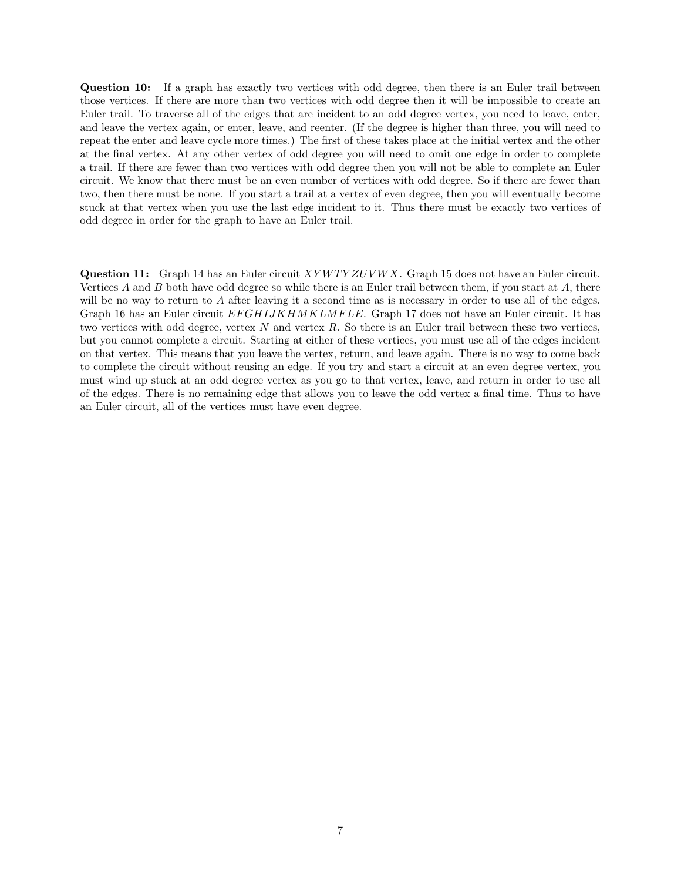**Question 10:** If a graph has exactly two vertices with odd degree, then there is an Euler trail between those vertices. If there are more than two vertices with odd degree then it will be impossible to create an Euler trail. To traverse all of the edges that are incident to an odd degree vertex, you need to leave, enter, and leave the vertex again, or enter, leave, and reenter. (If the degree is higher than three, you will need to repeat the enter and leave cycle more times.) The first of these takes place at the initial vertex and the other at the final vertex. At any other vertex of odd degree you will need to omit one edge in order to complete a trail. If there are fewer than two vertices with odd degree then you will not be able to complete an Euler circuit. We know that there must be an even number of vertices with odd degree. So if there are fewer than two, then there must be none. If you start a trail at a vertex of even degree, then you will eventually become stuck at that vertex when you use the last edge incident to it. Thus there must be exactly two vertices of odd degree in order for the graph to have an Euler trail.

**Question 11:** Graph 14 has an Euler circuit $XYWTYZUVWX$. Graph 15 does not have an Euler circuit. Vertices $A$ and $B$ both have odd degree so while there is an Euler trail between them, if you start at $A$, there will be no way to return to $A$ after leaving it a second time as is necessary in order to use all of the edges. Graph 16 has an Euler circuit $EFGHIJKHMKLMFLE$. Graph 17 does not have an Euler circuit. It has two vertices with odd degree, vertex $N$ and vertex $R$. So there is an Euler trail between these two vertices, but you cannot complete a circuit. Starting at either of these vertices, you must use all of the edges incident on that vertex. This means that you leave the vertex, return, and leave again. There is no way to come back to complete the circuit without reusing an edge. If you try and start a circuit at an even degree vertex, you must wind up stuck at an odd degree vertex as you go to that vertex, leave, and return in order to use all of the edges. There is no remaining edge that allows you to leave the odd vertex a final time. Thus to have an Euler circuit, all of the vertices must have even degree.